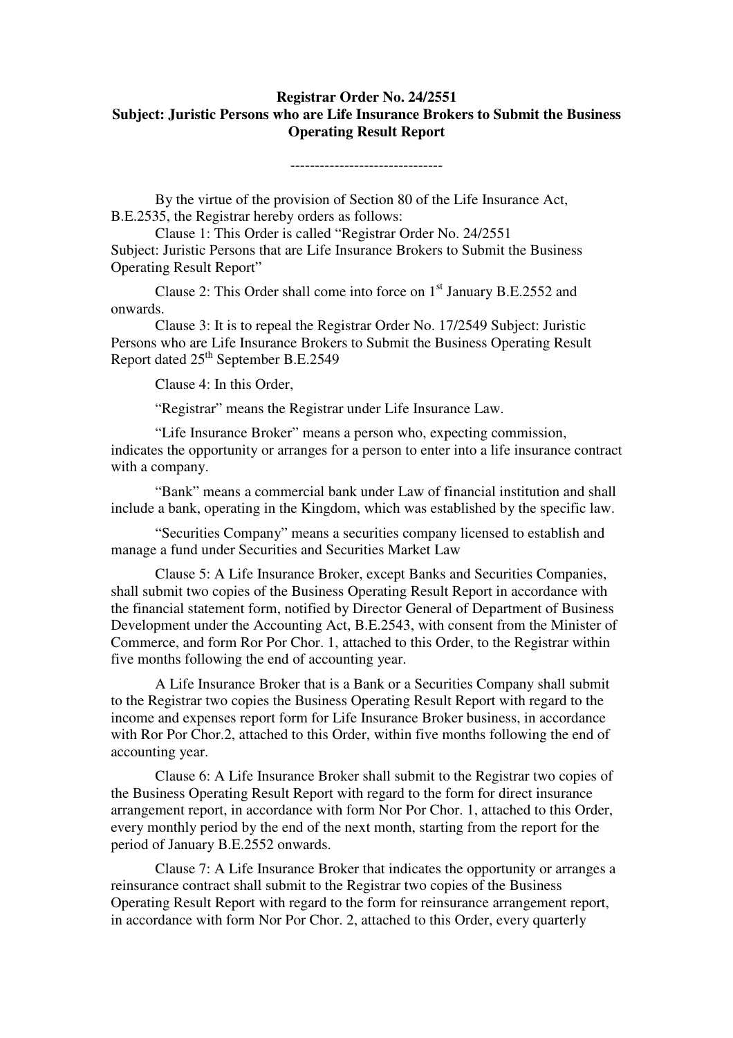**Registrar Order No. 24/2551**
**Subject: Juristic Persons who are Life Insurance Brokers to Submit the Business Operating Result Report**

-------------------------------

By the virtue of the provision of Section 80 of the Life Insurance Act, B.E.2535, the Registrar hereby orders as follows:

Clause 1: This Order is called "Registrar Order No. 24/2551 Subject: Juristic Persons that are Life Insurance Brokers to Submit the Business Operating Result Report"

Clause 2: This Order shall come into force on 1st January B.E.2552 and onwards.

Clause 3: It is to repeal the Registrar Order No. 17/2549 Subject: Juristic Persons who are Life Insurance Brokers to Submit the Business Operating Result Report dated 25th September B.E.2549

Clause 4: In this Order,

"Registrar" means the Registrar under Life Insurance Law.

"Life Insurance Broker" means a person who, expecting commission, indicates the opportunity or arranges for a person to enter into a life insurance contract with a company.

"Bank" means a commercial bank under Law of financial institution and shall include a bank, operating in the Kingdom, which was established by the specific law.

"Securities Company" means a securities company licensed to establish and manage a fund under Securities and Securities Market Law

Clause 5: A Life Insurance Broker, except Banks and Securities Companies, shall submit two copies of the Business Operating Result Report in accordance with the financial statement form, notified by Director General of Department of Business Development under the Accounting Act, B.E.2543, with consent from the Minister of Commerce, and form Ror Por Chor. 1, attached to this Order, to the Registrar within five months following the end of accounting year.

A Life Insurance Broker that is a Bank or a Securities Company shall submit to the Registrar two copies the Business Operating Result Report with regard to the income and expenses report form for Life Insurance Broker business, in accordance with Ror Por Chor.2, attached to this Order, within five months following the end of accounting year.

Clause 6: A Life Insurance Broker shall submit to the Registrar two copies of the Business Operating Result Report with regard to the form for direct insurance arrangement report, in accordance with form Nor Por Chor. 1, attached to this Order, every monthly period by the end of the next month, starting from the report for the period of January B.E.2552 onwards.

Clause 7: A Life Insurance Broker that indicates the opportunity or arranges a reinsurance contract shall submit to the Registrar two copies of the Business Operating Result Report with regard to the form for reinsurance arrangement report, in accordance with form Nor Por Chor. 2, attached to this Order, every quarterly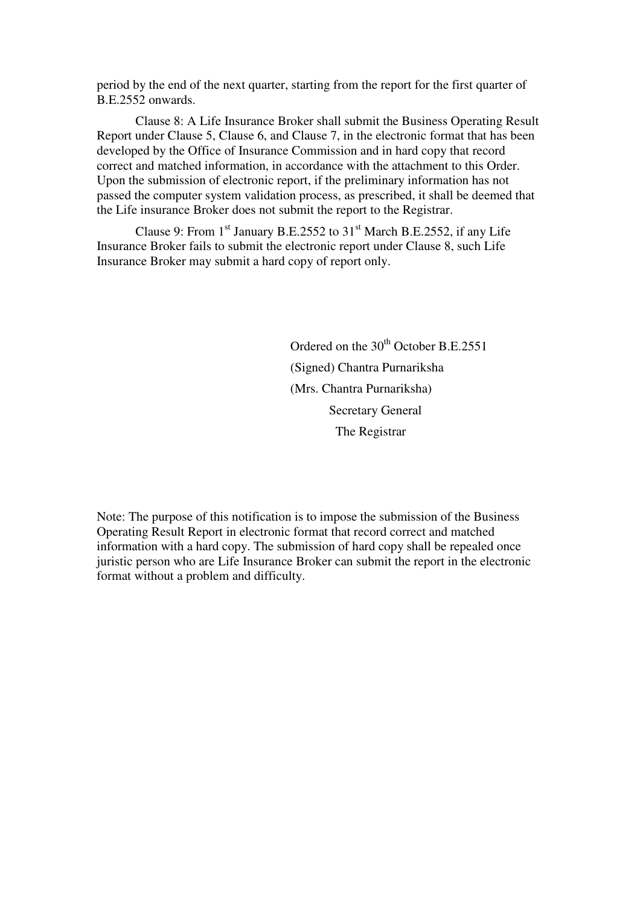period by the end of the next quarter, starting from the report for the first quarter of B.E.2552 onwards.

Clause 8: A Life Insurance Broker shall submit the Business Operating Result Report under Clause 5, Clause 6, and Clause 7, in the electronic format that has been developed by the Office of Insurance Commission and in hard copy that record correct and matched information, in accordance with the attachment to this Order. Upon the submission of electronic report, if the preliminary information has not passed the computer system validation process, as prescribed, it shall be deemed that the Life insurance Broker does not submit the report to the Registrar.

Clause 9: From 1st January B.E.2552 to 31st March B.E.2552, if any Life Insurance Broker fails to submit the electronic report under Clause 8, such Life Insurance Broker may submit a hard copy of report only.

Ordered on the 30th October B.E.2551

(Signed) Chantra Purnariksha

(Mrs. Chantra Purnariksha)

Secretary General

The Registrar

Note: The purpose of this notification is to impose the submission of the Business Operating Result Report in electronic format that record correct and matched information with a hard copy. The submission of hard copy shall be repealed once juristic person who are Life Insurance Broker can submit the report in the electronic format without a problem and difficulty.